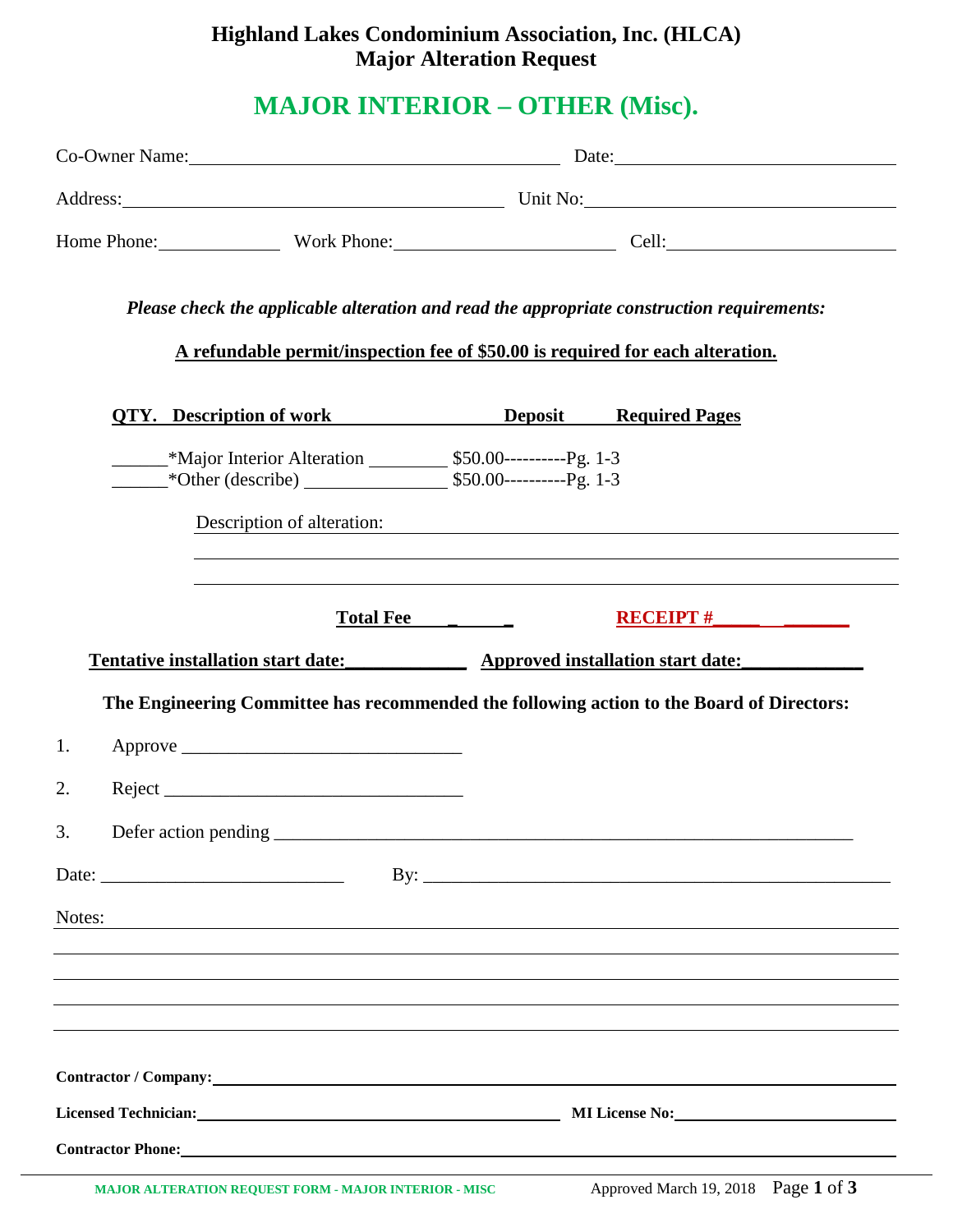# Highland Lakes Condominium Association, Inc. (HLCA)
## Major Alteration Request

## MAJOR INTERIOR – OTHER (Misc).

Co-Owner Name: ______________________________ Date: ______________________

Address: ______________________________ Unit No: ______________________

Home Phone: __________ Work Phone: ________________ Cell: ________________

***Please check the applicable alteration and read the appropriate construction requirements:***

**A refundable permit/inspection fee of $50.00 is required for each alteration.**

| QTY. | Description of work | Deposit | Required Pages |
|---|---|---|---|
| ______ | *Major Interior Alteration ________ | $50.00 | Pg. 1-3 |
| ______ | *Other (describe) ______________ | $50.00 | Pg. 1-3 |

Description of alteration: ________________________________________________

________________________________________________

________________________________________________

**Total Fee ______** **RECEIPT # ____________**

**Tentative installation start date:____________** **Approved installation start date:____________**

**The Engineering Committee has recommended the following action to the Board of Directors:**

1. Approve ______________________________
2. Reject ________________________________
3. Defer action pending ______________________________________________

Date: __________________________ By: ________________________________________

Notes: ________________________________________________________________

________________________________________________________________

________________________________________________________________

________________________________________________________________

________________________________________________________________

**Contractor / Company:** ________________________________________________

**Licensed Technician:** ______________________________ **MI License No:** ______________________

**Contractor Phone:** ________________________________________________

MAJOR ALTERATION REQUEST FORM - MAJOR INTERIOR - MISC — Approved March 19, 2018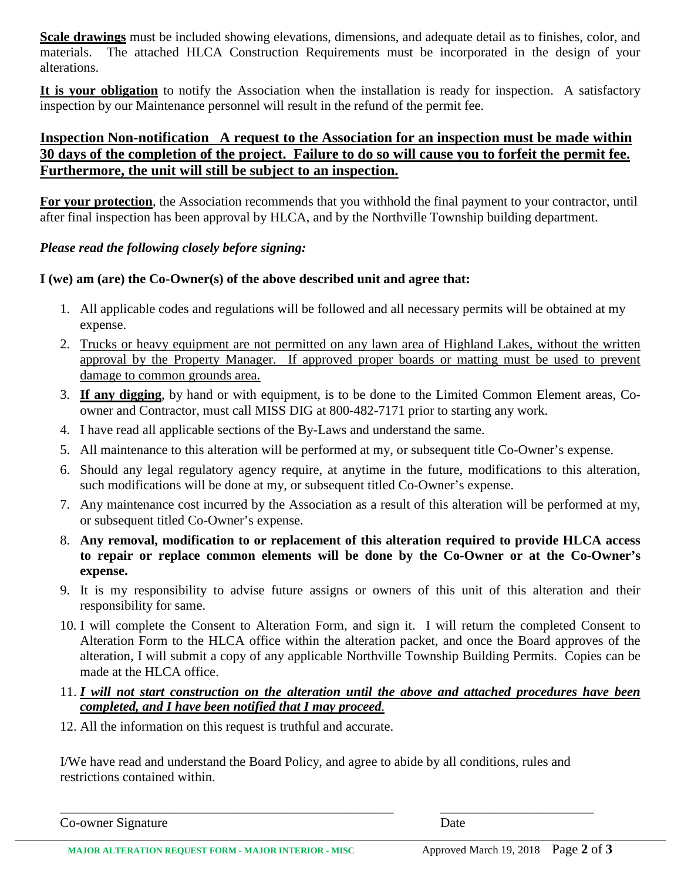**Scale drawings** must be included showing elevations, dimensions, and adequate detail as to finishes, color, and materials. The attached HLCA Construction Requirements must be incorporated in the design of your alterations.

**It is your obligation** to notify the Association when the installation is ready for inspection. A satisfactory inspection by our Maintenance personnel will result in the refund of the permit fee.

**Inspection Non-notification A request to the Association for an inspection must be made within 30 days of the completion of the project. Failure to do so will cause you to forfeit the permit fee. Furthermore, the unit will still be subject to an inspection.**

**For your protection**, the Association recommends that you withhold the final payment to your contractor, until after final inspection has been approval by HLCA, and by the Northville Township building department.

*Please read the following closely before signing:*

**I (we) am (are) the Co-Owner(s) of the above described unit and agree that:**

1. All applicable codes and regulations will be followed and all necessary permits will be obtained at my expense.
2. Trucks or heavy equipment are not permitted on any lawn area of Highland Lakes, without the written approval by the Property Manager. If approved proper boards or matting must be used to prevent damage to common grounds area.
3. **If any digging**, by hand or with equipment, is to be done to the Limited Common Element areas, Co-owner and Contractor, must call MISS DIG at 800-482-7171 prior to starting any work.
4. I have read all applicable sections of the By-Laws and understand the same.
5. All maintenance to this alteration will be performed at my, or subsequent title Co-Owner's expense.
6. Should any legal regulatory agency require, at anytime in the future, modifications to this alteration, such modifications will be done at my, or subsequent titled Co-Owner's expense.
7. Any maintenance cost incurred by the Association as a result of this alteration will be performed at my, or subsequent titled Co-Owner's expense.
8. **Any removal, modification to or replacement of this alteration required to provide HLCA access to repair or replace common elements will be done by the Co-Owner or at the Co-Owner's expense.**
9. It is my responsibility to advise future assigns or owners of this unit of this alteration and their responsibility for same.
10. I will complete the Consent to Alteration Form, and sign it. I will return the completed Consent to Alteration Form to the HLCA office within the alteration packet, and once the Board approves of the alteration, I will submit a copy of any applicable Northville Township Building Permits. Copies can be made at the HLCA office.
11. ***I will not start construction on the alteration until the above and attached procedures have been completed, and I have been notified that I may proceed.***
12. All the information on this request is truthful and accurate.

I/We have read and understand the Board Policy, and agree to abide by all conditions, rules and restrictions contained within.

\_\_\_\_\_\_\_\_\_\_\_\_\_\_\_\_\_\_\_\_\_\_\_\_\_\_\_\_\_\_\_\_\_\_\_\_\_\_\_\_\_\_\_\_\_\_\_\_ \_\_\_\_\_\_\_\_\_\_\_\_\_\_\_\_\_\_\_\_\_\_\_\_

Co-owner Signature Date

MAJOR ALTERATION REQUEST FORM - MAJOR INTERIOR - MISC Approved March 19, 2018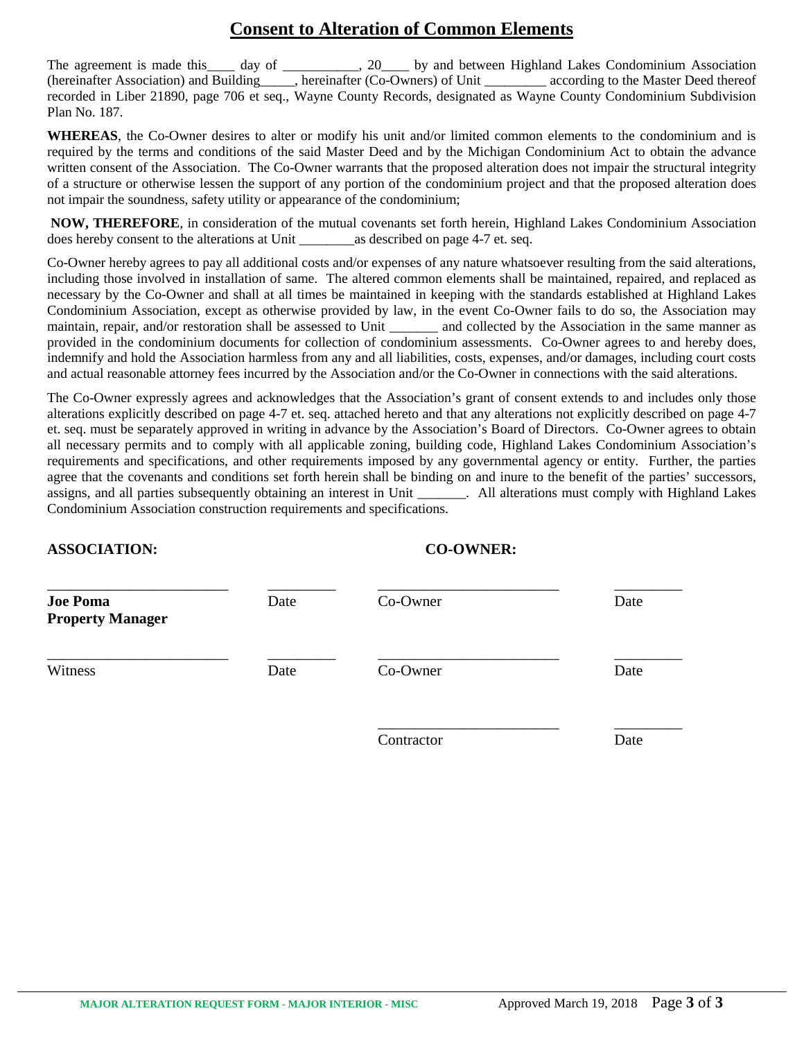# Consent to Alteration of Common Elements

The agreement is made this____ day of ___________, 20____ by and between Highland Lakes Condominium Association (hereinafter Association) and Building_____, hereinafter (Co-Owners) of Unit _________ according to the Master Deed thereof recorded in Liber 21890, page 706 et seq., Wayne County Records, designated as Wayne County Condominium Subdivision Plan No. 187.

**WHEREAS**, the Co-Owner desires to alter or modify his unit and/or limited common elements to the condominium and is required by the terms and conditions of the said Master Deed and by the Michigan Condominium Act to obtain the advance written consent of the Association. The Co-Owner warrants that the proposed alteration does not impair the structural integrity of a structure or otherwise lessen the support of any portion of the condominium project and that the proposed alteration does not impair the soundness, safety utility or appearance of the condominium;

**NOW, THEREFORE**, in consideration of the mutual covenants set forth herein, Highland Lakes Condominium Association does hereby consent to the alterations at Unit ________as described on page 4-7 et. seq.

Co-Owner hereby agrees to pay all additional costs and/or expenses of any nature whatsoever resulting from the said alterations, including those involved in installation of same. The altered common elements shall be maintained, repaired, and replaced as necessary by the Co-Owner and shall at all times be maintained in keeping with the standards established at Highland Lakes Condominium Association, except as otherwise provided by law, in the event Co-Owner fails to do so, the Association may maintain, repair, and/or restoration shall be assessed to Unit _______ and collected by the Association in the same manner as provided in the condominium documents for collection of condominium assessments. Co-Owner agrees to and hereby does, indemnify and hold the Association harmless from any and all liabilities, costs, expenses, and/or damages, including court costs and actual reasonable attorney fees incurred by the Association and/or the Co-Owner in connections with the said alterations.

The Co-Owner expressly agrees and acknowledges that the Association's grant of consent extends to and includes only those alterations explicitly described on page 4-7 et. seq. attached hereto and that any alterations not explicitly described on page 4-7 et. seq. must be separately approved in writing in advance by the Association's Board of Directors. Co-Owner agrees to obtain all necessary permits and to comply with all applicable zoning, building code, Highland Lakes Condominium Association's requirements and specifications, and other requirements imposed by any governmental agency or entity. Further, the parties agree that the covenants and conditions set forth herein shall be binding on and inure to the benefit of the parties' successors, assigns, and all parties subsequently obtaining an interest in Unit _______. All alterations must comply with Highland Lakes Condominium Association construction requirements and specifications.

**ASSOCIATION:**

________________________ _________
**Joe Poma**
**Property Manager** — Date

________________________ _________
Witness — Date

**CO-OWNER:**

________________________ _________
Co-Owner — Date

________________________ _________
Co-Owner — Date

________________________ _________
Contractor — Date

MAJOR ALTERATION REQUEST FORM - MAJOR INTERIOR - MISC — Approved March 19, 2018